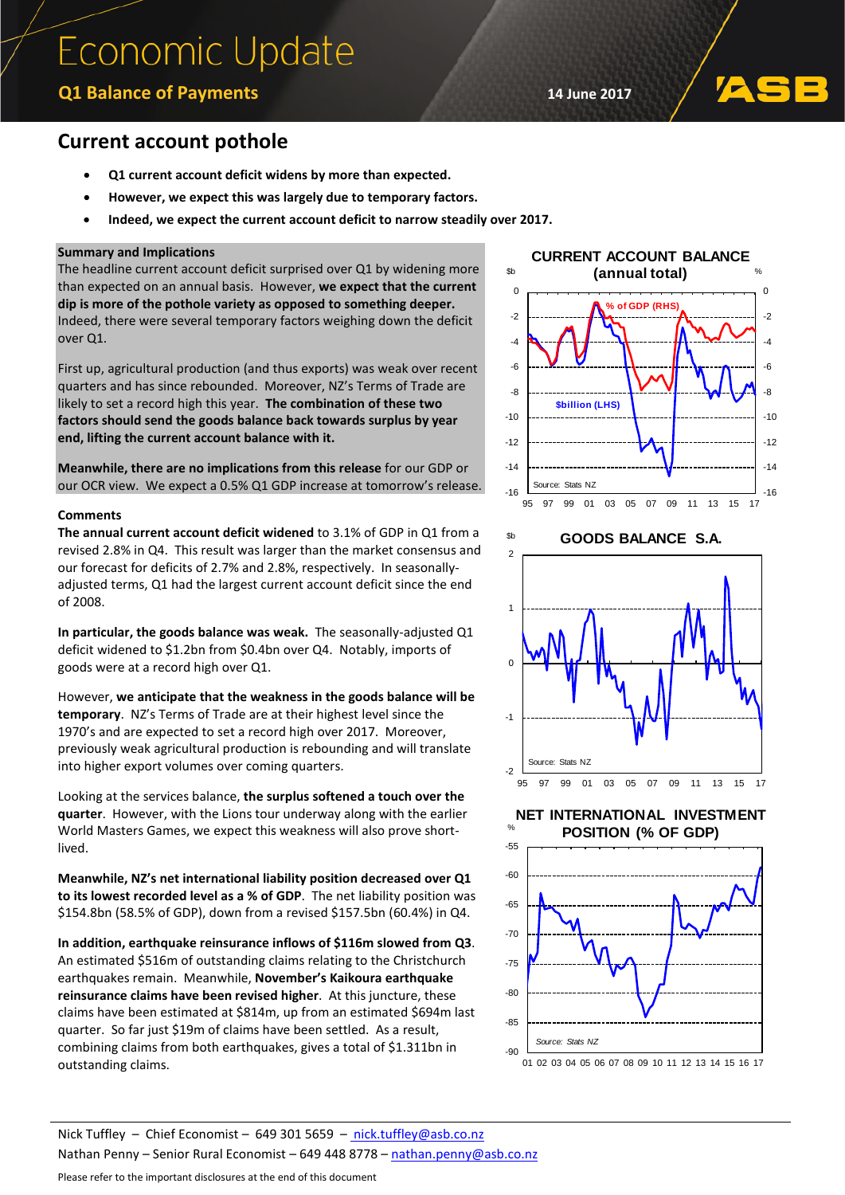# Economic Update

## Q1 Balance of Payments

14 June 2017

## Current account pothole

- **Q1 current account deficit widens by more than expected.**
- **However, we expect this was largely due to temporary factors.**
- **Indeed, we expect the current account deficit to narrow steadily over 2017.**

### Summary and Implications

The headline current account deficit surprised over Q1 by widening more than expected on an annual basis. However, **we expect that the current dip is more of the pothole variety as opposed to something deeper.** Indeed, there were several temporary factors weighing down the deficit over Q1.

First up, agricultural production (and thus exports) was weak over recent quarters and has since rebounded. Moreover, NZ's Terms of Trade are likely to set a record high this year. **The combination of these two factors should send the goods balance back towards surplus by year end, lifting the current account balance with it.**

**Meanwhile, there are no implications from this release** for our GDP or our OCR view. We expect a 0.5% Q1 GDP increase at tomorrow's release.

### Comments

**The annual current account deficit widened** to 3.1% of GDP in Q1 from a revised 2.8% in Q4. This result was larger than the market consensus and our forecast for deficits of 2.7% and 2.8%, respectively. In seasonally-adjusted terms, Q1 had the largest current account deficit since the end of 2008.

**In particular, the goods balance was weak.** The seasonally-adjusted Q1 deficit widened to $1.2bn from $0.4bn over Q4. Notably, imports of goods were at a record high over Q1.

However, **we anticipate that the weakness in the goods balance will be temporary**. NZ's Terms of Trade are at their highest level since the 1970's and are expected to set a record high over 2017. Moreover, previously weak agricultural production is rebounding and will translate into higher export volumes over coming quarters.

Looking at the services balance, **the surplus softened a touch over the quarter**. However, with the Lions tour underway along with the earlier World Masters Games, we expect this weakness will also prove short-lived.

**Meanwhile, NZ's net international liability position decreased over Q1 to its lowest recorded level as a % of GDP**. The net liability position was $154.8bn (58.5% of GDP), down from a revised $157.5bn (60.4%) in Q4.

**In addition, earthquake reinsurance inflows of $116m slowed from Q3**. An estimated $516m of outstanding claims relating to the Christchurch earthquakes remain. Meanwhile, **November's Kaikoura earthquake reinsurance claims have been revised higher**. At this juncture, these claims have been estimated at $814m, up from an estimated $694m last quarter. So far just $19m of claims have been settled. As a result, combining claims from both earthquakes, gives a total of $1.311bn in outstanding claims.

**CURRENT ACCOUNT BALANCE (annual total)**

**GOODS BALANCE S.A.**

**NET INTERNATIONAL INVESTMENT POSITION (% OF GDP)**

Nick Tuffley – Chief Economist – 649 301 5659 – nick.tuffley@asb.co.nz

Nathan Penny – Senior Rural Economist – 649 448 8778 – nathan.penny@asb.co.nz

Please refer to the important disclosures at the end of this document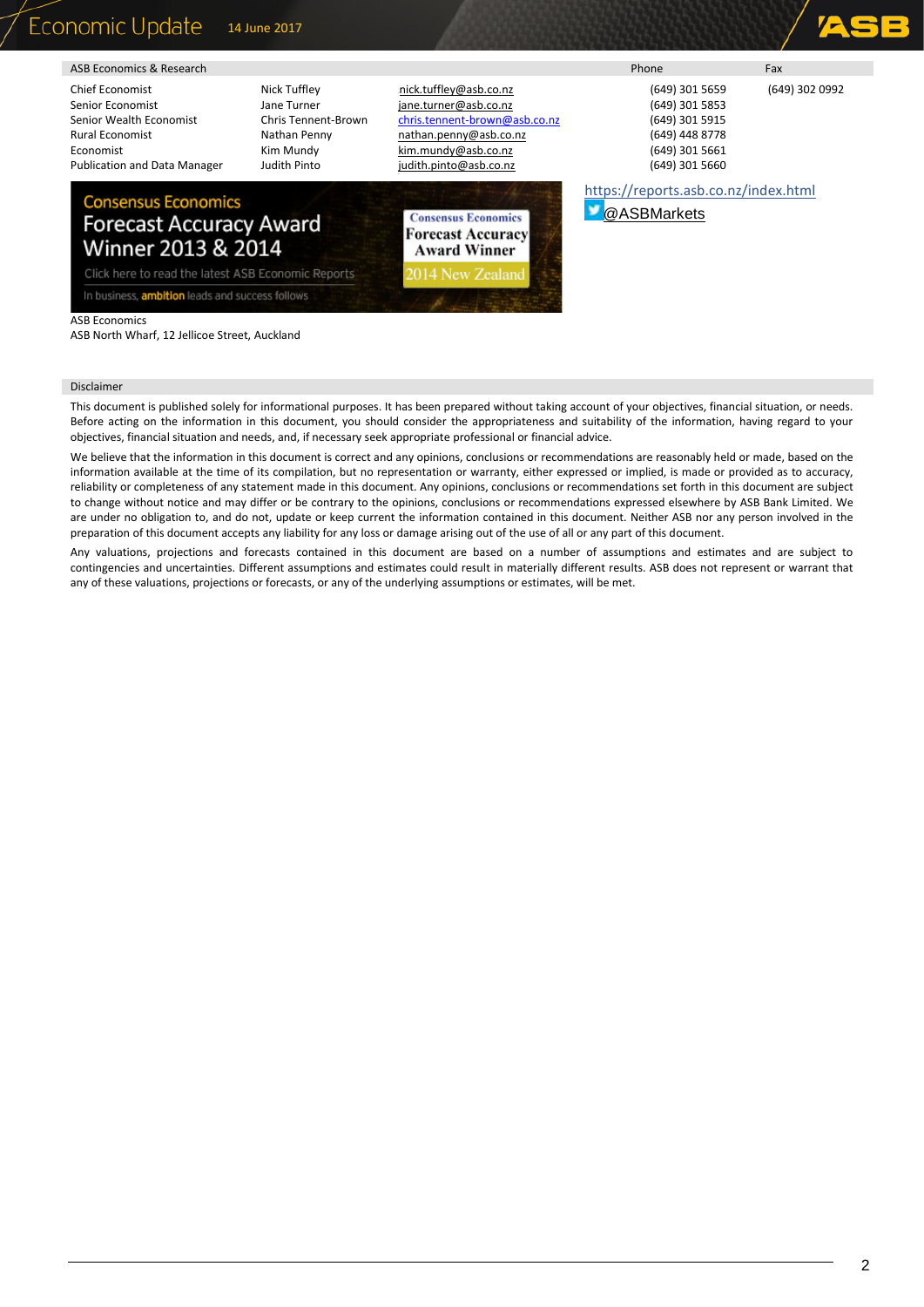| ASB Economics & Research | | | Phone | Fax |
|---|---|---|---|---|
| Chief Economist | Nick Tuffley | nick.tuffley@asb.co.nz | (649) 301 5659 | (649) 302 0992 |
| Senior Economist | Jane Turner | jane.turner@asb.co.nz | (649) 301 5853 | |
| Senior Wealth Economist | Chris Tennent-Brown | chris.tennent-brown@asb.co.nz | (649) 301 5915 | |
| Rural Economist | Nathan Penny | nathan.penny@asb.co.nz | (649) 448 8778 | |
| Economist | Kim Mundy | kim.mundy@asb.co.nz | (649) 301 5661 | |
| Publication and Data Manager | Judith Pinto | judith.pinto@asb.co.nz | (649) 301 5660 | |

Consensus Economics
Forecast Accuracy Award
Winner 2013 & 2014

Click here to read the latest ASB Economic Reports

In business, **ambition** leads and success follows

Consensus Economics
Forecast Accuracy
Award Winner
2014 New Zealand

https://reports.asb.co.nz/index.html

@ASBMarkets

ASB Economics
ASB North Wharf, 12 Jellicoe Street, Auckland

## Disclaimer

This document is published solely for informational purposes. It has been prepared without taking account of your objectives, financial situation, or needs. Before acting on the information in this document, you should consider the appropriateness and suitability of the information, having regard to your objectives, financial situation and needs, and, if necessary seek appropriate professional or financial advice.

We believe that the information in this document is correct and any opinions, conclusions or recommendations are reasonably held or made, based on the information available at the time of its compilation, but no representation or warranty, either expressed or implied, is made or provided as to accuracy, reliability or completeness of any statement made in this document. Any opinions, conclusions or recommendations set forth in this document are subject to change without notice and may differ or be contrary to the opinions, conclusions or recommendations expressed elsewhere by ASB Bank Limited. We are under no obligation to, and do not, update or keep current the information contained in this document. Neither ASB nor any person involved in the preparation of this document accepts any liability for any loss or damage arising out of the use of all or any part of this document.

Any valuations, projections and forecasts contained in this document are based on a number of assumptions and estimates and are subject to contingencies and uncertainties. Different assumptions and estimates could result in materially different results. ASB does not represent or warrant that any of these valuations, projections or forecasts, or any of the underlying assumptions or estimates, will be met.